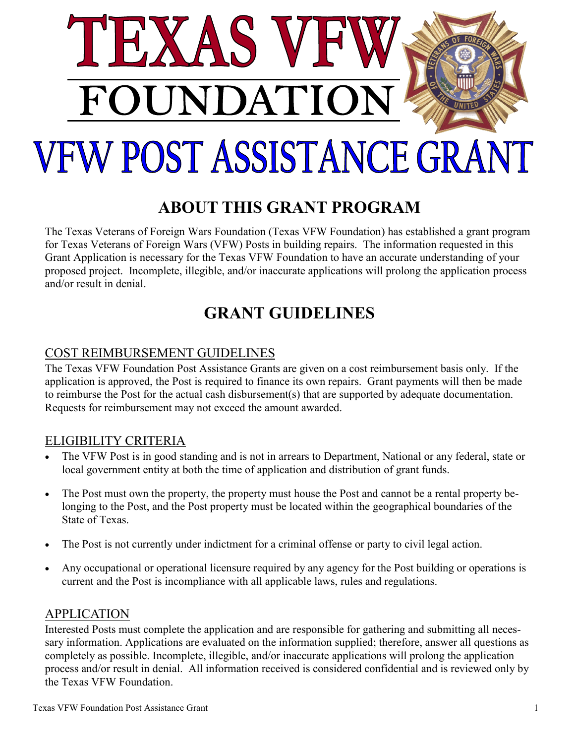# TEXAS VFW FOUNDATION

# VFW POST ASSISTANCE GRANT

## ABOUT THIS GRANT PROGRAM

The Texas Veterans of Foreign Wars Foundation (Texas VFW Foundation) has established a grant program for Texas Veterans of Foreign Wars (VFW) Posts in building repairs. The information requested in this Grant Application is necessary for the Texas VFW Foundation to have an accurate understanding of your proposed project. Incomplete, illegible, and/or inaccurate applications will prolong the application process and/or result in denial.

## GRANT GUIDELINES

### COST REIMBURSEMENT GUIDELINES

The Texas VFW Foundation Post Assistance Grants are given on a cost reimbursement basis only. If the application is approved, the Post is required to finance its own repairs. Grant payments will then be made to reimburse the Post for the actual cash disbursement(s) that are supported by adequate documentation. Requests for reimbursement may not exceed the amount awarded.

### ELIGIBILITY CRITERIA

- The VFW Post is in good standing and is not in arrears to Department, National or any federal, state or local government entity at both the time of application and distribution of grant funds.
- The Post must own the property, the property must house the Post and cannot be a rental property belonging to the Post, and the Post property must be located within the geographical boundaries of the State of Texas.
- The Post is not currently under indictment for a criminal offense or party to civil legal action.
- Any occupational or operational licensure required by any agency for the Post building or operations is current and the Post is incompliance with all applicable laws, rules and regulations.

### APPLICATION

Interested Posts must complete the application and are responsible for gathering and submitting all necessary information. Applications are evaluated on the information supplied; therefore, answer all questions as completely as possible. Incomplete, illegible, and/or inaccurate applications will prolong the application process and/or result in denial. All information received is considered confidential and is reviewed only by the Texas VFW Foundation.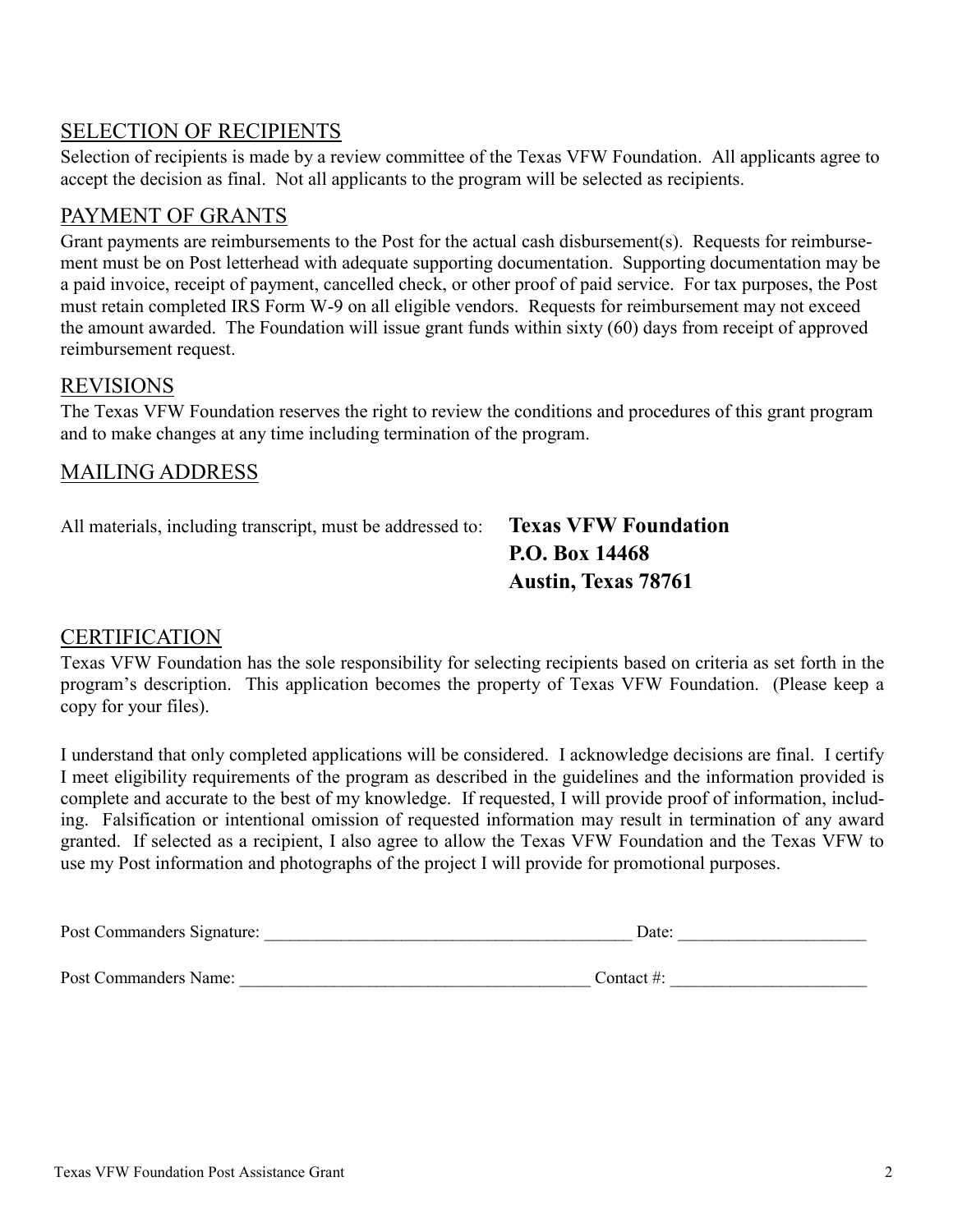## SELECTION OF RECIPIENTS

Selection of recipients is made by a review committee of the Texas VFW Foundation. All applicants agree to accept the decision as final. Not all applicants to the program will be selected as recipients.

## PAYMENT OF GRANTS

Grant payments are reimbursements to the Post for the actual cash disbursement(s). Requests for reimbursement must be on Post letterhead with adequate supporting documentation. Supporting documentation may be a paid invoice, receipt of payment, cancelled check, or other proof of paid service. For tax purposes, the Post must retain completed IRS Form W-9 on all eligible vendors. Requests for reimbursement may not exceed the amount awarded. The Foundation will issue grant funds within sixty (60) days from receipt of approved reimbursement request.

## REVISIONS

The Texas VFW Foundation reserves the right to review the conditions and procedures of this grant program and to make changes at any time including termination of the program.

## MAILING ADDRESS

All materials, including transcript, must be addressed to:

**Texas VFW Foundation**
**P.O. Box 14468**
**Austin, Texas 78761**

## CERTIFICATION

Texas VFW Foundation has the sole responsibility for selecting recipients based on criteria as set forth in the program's description. This application becomes the property of Texas VFW Foundation. (Please keep a copy for your files).

I understand that only completed applications will be considered. I acknowledge decisions are final. I certify I meet eligibility requirements of the program as described in the guidelines and the information provided is complete and accurate to the best of my knowledge. If requested, I will provide proof of information, including. Falsification or intentional omission of requested information may result in termination of any award granted. If selected as a recipient, I also agree to allow the Texas VFW Foundation and the Texas VFW to use my Post information and photographs of the project I will provide for promotional purposes.

Post Commanders Signature: ____________________________________________ Date: ______________________

Post Commanders Name: _________________________________________ Contact #: _______________________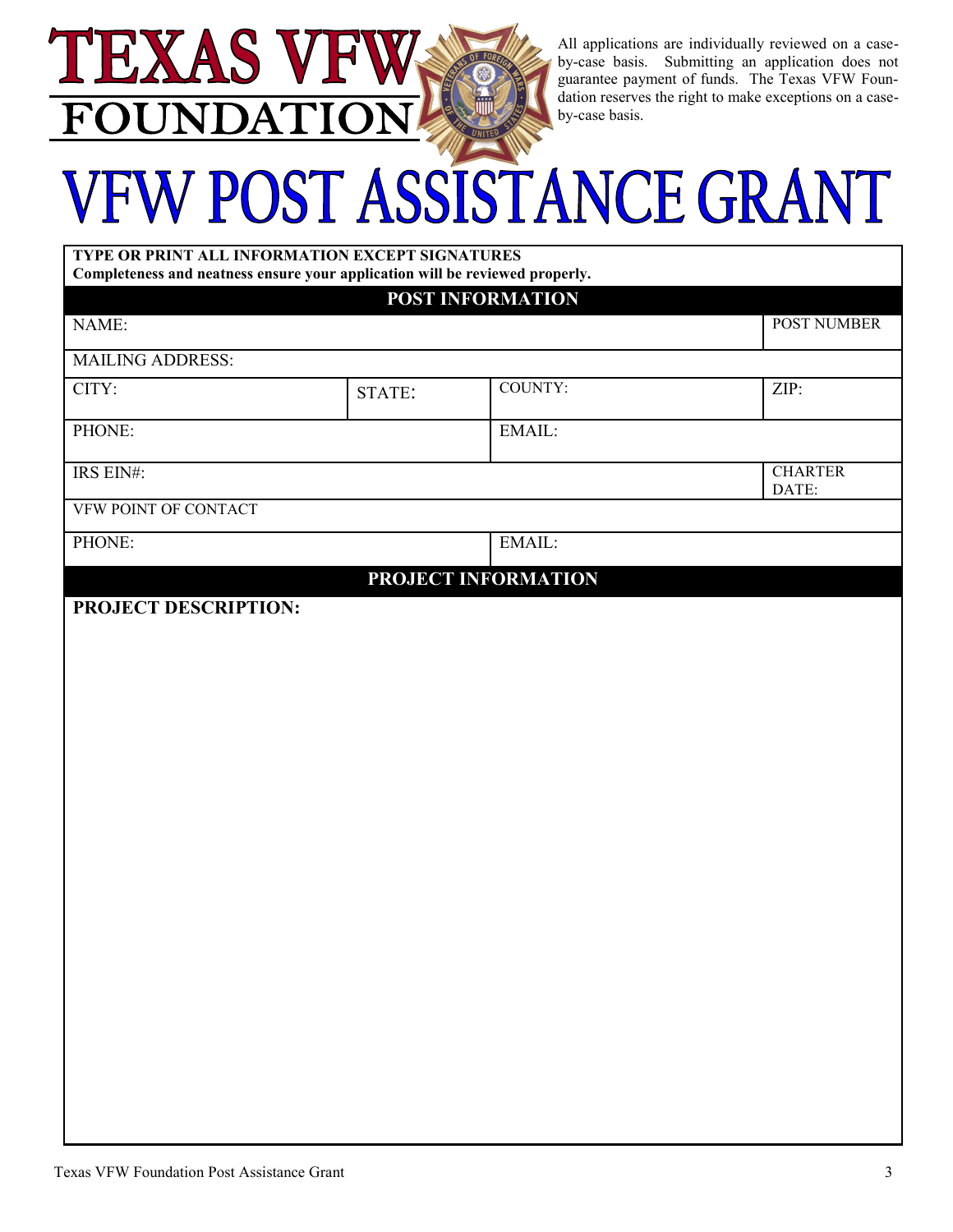# TEXAS VFW FOUNDATION

All applications are individually reviewed on a case-by-case basis. Submitting an application does not guarantee payment of funds. The Texas VFW Foundation reserves the right to make exceptions on a case-by-case basis.

# VFW POST ASSISTANCE GRANT

**TYPE OR PRINT ALL INFORMATION EXCEPT SIGNATURES**
**Completeness and neatness ensure your application will be reviewed properly.**

## POST INFORMATION

| NAME: | | | POST NUMBER |
|---|---|---|---|
| MAILING ADDRESS: | | | |
| CITY: | STATE: | COUNTY: | ZIP: |
| PHONE: | | EMAIL: | |
| IRS EIN#: | | | CHARTER DATE: |
| VFW POINT OF CONTACT | | | |
| PHONE: | | EMAIL: | |

## PROJECT INFORMATION

**PROJECT DESCRIPTION:**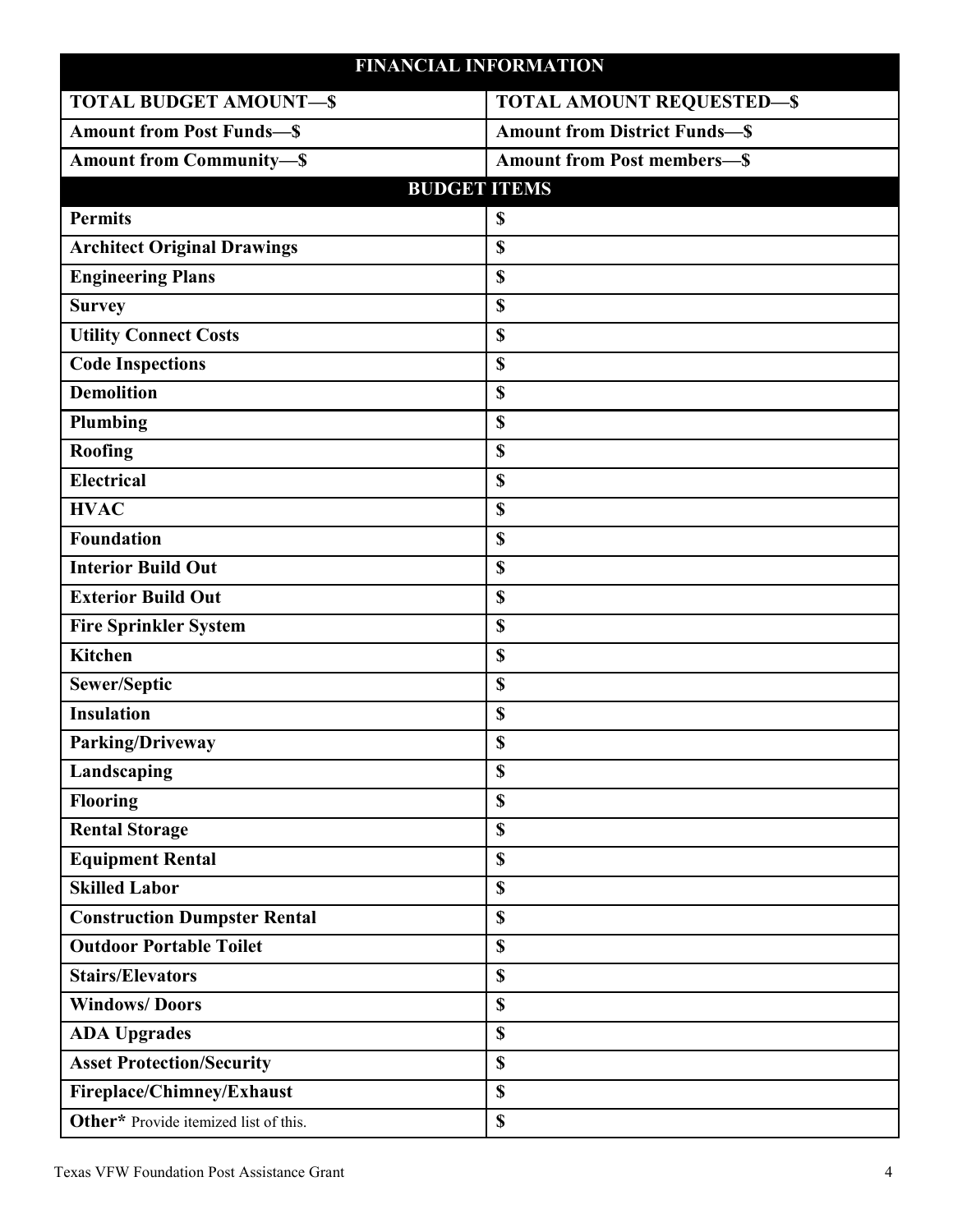| FINANCIAL INFORMATION | |
|---|---|
| **TOTAL BUDGET AMOUNT—$** | **TOTAL AMOUNT REQUESTED—$** |
| **Amount from Post Funds—$** | **Amount from District Funds—$** |
| **Amount from Community—$** | **Amount from Post members—$** |
| **BUDGET ITEMS** | |
| **Permits** | **$** |
| **Architect Original Drawings** | **$** |
| **Engineering Plans** | **$** |
| **Survey** | **$** |
| **Utility Connect Costs** | **$** |
| **Code Inspections** | **$** |
| **Demolition** | **$** |
| **Plumbing** | **$** |
| **Roofing** | **$** |
| **Electrical** | **$** |
| **HVAC** | **$** |
| **Foundation** | **$** |
| **Interior Build Out** | **$** |
| **Exterior Build Out** | **$** |
| **Fire Sprinkler System** | **$** |
| **Kitchen** | **$** |
| **Sewer/Septic** | **$** |
| **Insulation** | **$** |
| **Parking/Driveway** | **$** |
| **Landscaping** | **$** |
| **Flooring** | **$** |
| **Rental Storage** | **$** |
| **Equipment Rental** | **$** |
| **Skilled Labor** | **$** |
| **Construction Dumpster Rental** | **$** |
| **Outdoor Portable Toilet** | **$** |
| **Stairs/Elevators** | **$** |
| **Windows/ Doors** | **$** |
| **ADA Upgrades** | **$** |
| **Asset Protection/Security** | **$** |
| **Fireplace/Chimney/Exhaust** | **$** |
| **Other*** Provide itemized list of this. | **$** |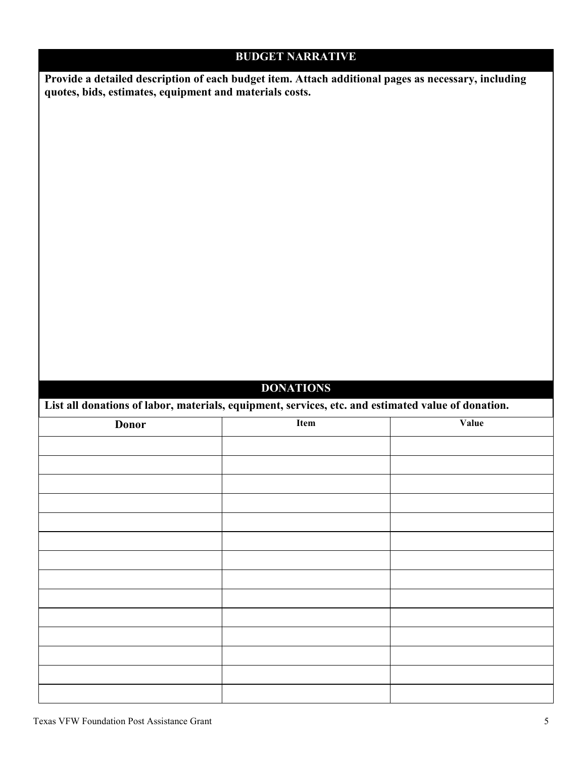## BUDGET NARRATIVE

**Provide a detailed description of each budget item. Attach additional pages as necessary, including quotes, bids, estimates, equipment and materials costs.**

## DONATIONS

**List all donations of labor, materials, equipment, services, etc. and estimated value of donation.**

| Donor | Item | Value |
| --- | --- | --- |
| | | |
| | | |
| | | |
| | | |
| | | |
| | | |
| | | |
| | | |
| | | |
| | | |
| | | |
| | | |
| | | |
| | | |